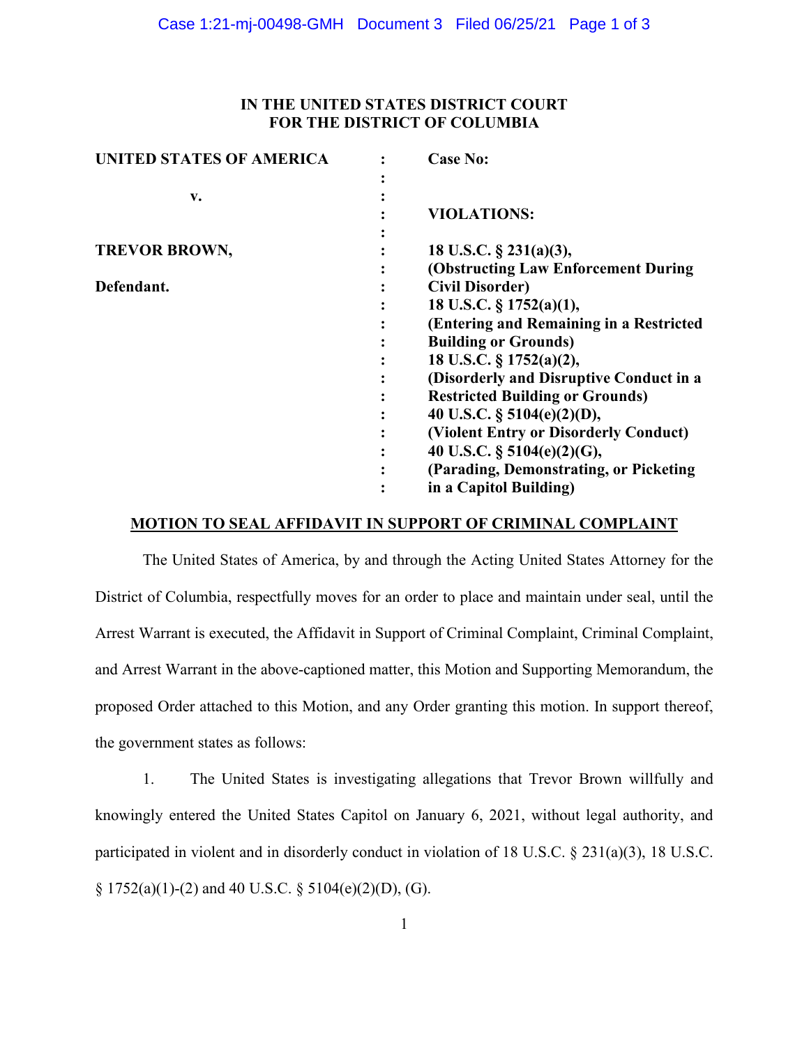**IN THE UNITED STATES DISTRICT COURT**
**FOR THE DISTRICT OF COLUMBIA**

| | | |
|---|---|---|
| **UNITED STATES OF AMERICA** | : | **Case No:** |
| | : | |
| **v.** | : | |
| | : | **VIOLATIONS:** |
| | : | |
| **TREVOR BROWN,** | : | **18 U.S.C. § 231(a)(3),** |
| | : | **(Obstructing Law Enforcement During** |
| **Defendant.** | : | **Civil Disorder)** |
| | : | **18 U.S.C. § 1752(a)(1),** |
| | : | **(Entering and Remaining in a Restricted** |
| | : | **Building or Grounds)** |
| | : | **18 U.S.C. § 1752(a)(2),** |
| | : | **(Disorderly and Disruptive Conduct in a** |
| | : | **Restricted Building or Grounds)** |
| | : | **40 U.S.C. § 5104(e)(2)(D),** |
| | : | **(Violent Entry or Disorderly Conduct)** |
| | : | **40 U.S.C. § 5104(e)(2)(G),** |
| | : | **(Parading, Demonstrating, or Picketing** |
| | : | **in a Capitol Building)** |

**MOTION TO SEAL AFFIDAVIT IN SUPPORT OF CRIMINAL COMPLAINT**

The United States of America, by and through the Acting United States Attorney for the District of Columbia, respectfully moves for an order to place and maintain under seal, until the Arrest Warrant is executed, the Affidavit in Support of Criminal Complaint, Criminal Complaint, and Arrest Warrant in the above-captioned matter, this Motion and Supporting Memorandum, the proposed Order attached to this Motion, and any Order granting this motion. In support thereof, the government states as follows:

1. The United States is investigating allegations that Trevor Brown willfully and knowingly entered the United States Capitol on January 6, 2021, without legal authority, and participated in violent and in disorderly conduct in violation of 18 U.S.C. § 231(a)(3), 18 U.S.C. § 1752(a)(1)-(2) and 40 U.S.C. § 5104(e)(2)(D), (G).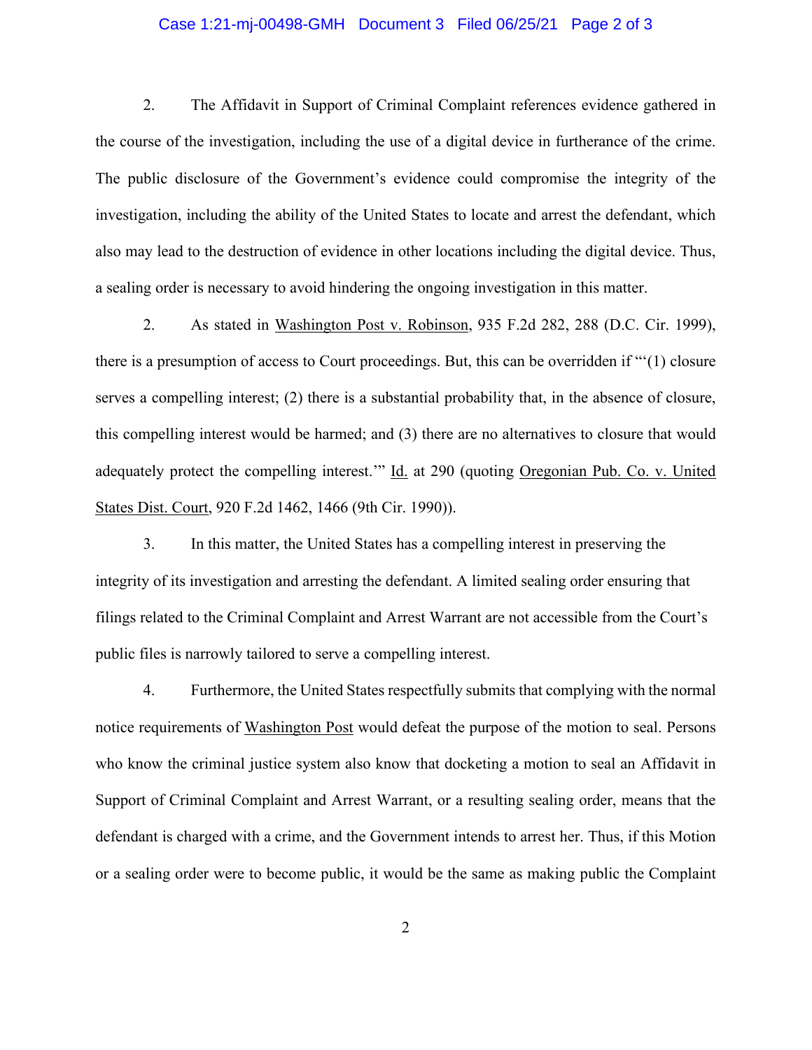2. The Affidavit in Support of Criminal Complaint references evidence gathered in the course of the investigation, including the use of a digital device in furtherance of the crime. The public disclosure of the Government's evidence could compromise the integrity of the investigation, including the ability of the United States to locate and arrest the defendant, which also may lead to the destruction of evidence in other locations including the digital device. Thus, a sealing order is necessary to avoid hindering the ongoing investigation in this matter.

2. As stated in Washington Post v. Robinson, 935 F.2d 282, 288 (D.C. Cir. 1999), there is a presumption of access to Court proceedings. But, this can be overridden if "'(1) closure serves a compelling interest; (2) there is a substantial probability that, in the absence of closure, this compelling interest would be harmed; and (3) there are no alternatives to closure that would adequately protect the compelling interest.'" Id. at 290 (quoting Oregonian Pub. Co. v. United States Dist. Court, 920 F.2d 1462, 1466 (9th Cir. 1990)).

3. In this matter, the United States has a compelling interest in preserving the integrity of its investigation and arresting the defendant. A limited sealing order ensuring that filings related to the Criminal Complaint and Arrest Warrant are not accessible from the Court's public files is narrowly tailored to serve a compelling interest.

4. Furthermore, the United States respectfully submits that complying with the normal notice requirements of Washington Post would defeat the purpose of the motion to seal. Persons who know the criminal justice system also know that docketing a motion to seal an Affidavit in Support of Criminal Complaint and Arrest Warrant, or a resulting sealing order, means that the defendant is charged with a crime, and the Government intends to arrest her. Thus, if this Motion or a sealing order were to become public, it would be the same as making public the Complaint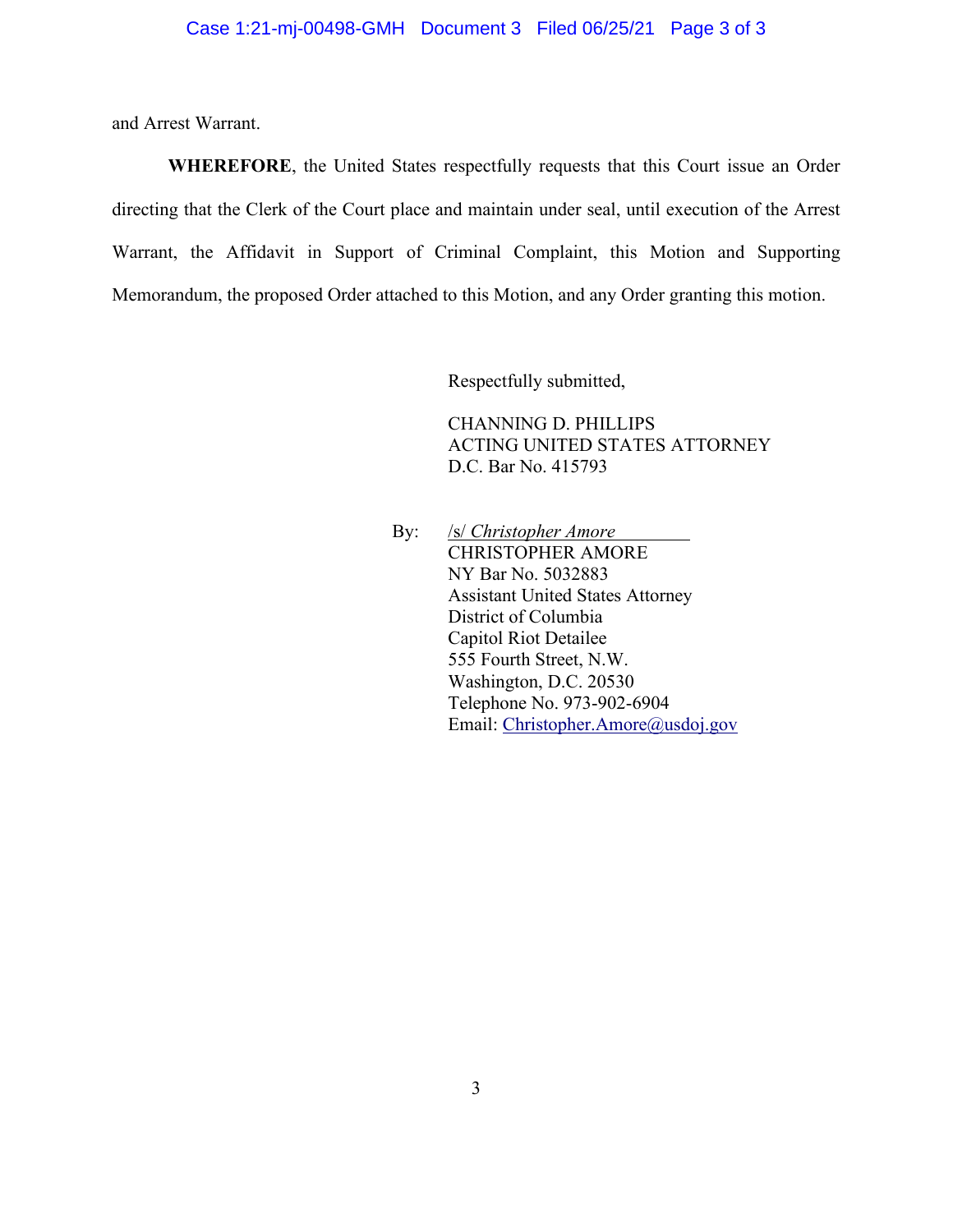and Arrest Warrant.

**WHEREFORE**, the United States respectfully requests that this Court issue an Order directing that the Clerk of the Court place and maintain under seal, until execution of the Arrest Warrant, the Affidavit in Support of Criminal Complaint, this Motion and Supporting Memorandum, the proposed Order attached to this Motion, and any Order granting this motion.

Respectfully submitted,

CHANNING D. PHILLIPS
ACTING UNITED STATES ATTORNEY
D.C. Bar No. 415793

By: /s/ *Christopher Amore*
CHRISTOPHER AMORE
NY Bar No. 5032883
Assistant United States Attorney
District of Columbia
Capitol Riot Detailee
555 Fourth Street, N.W.
Washington, D.C. 20530
Telephone No. 973-902-6904
Email: Christopher.Amore@usdoj.gov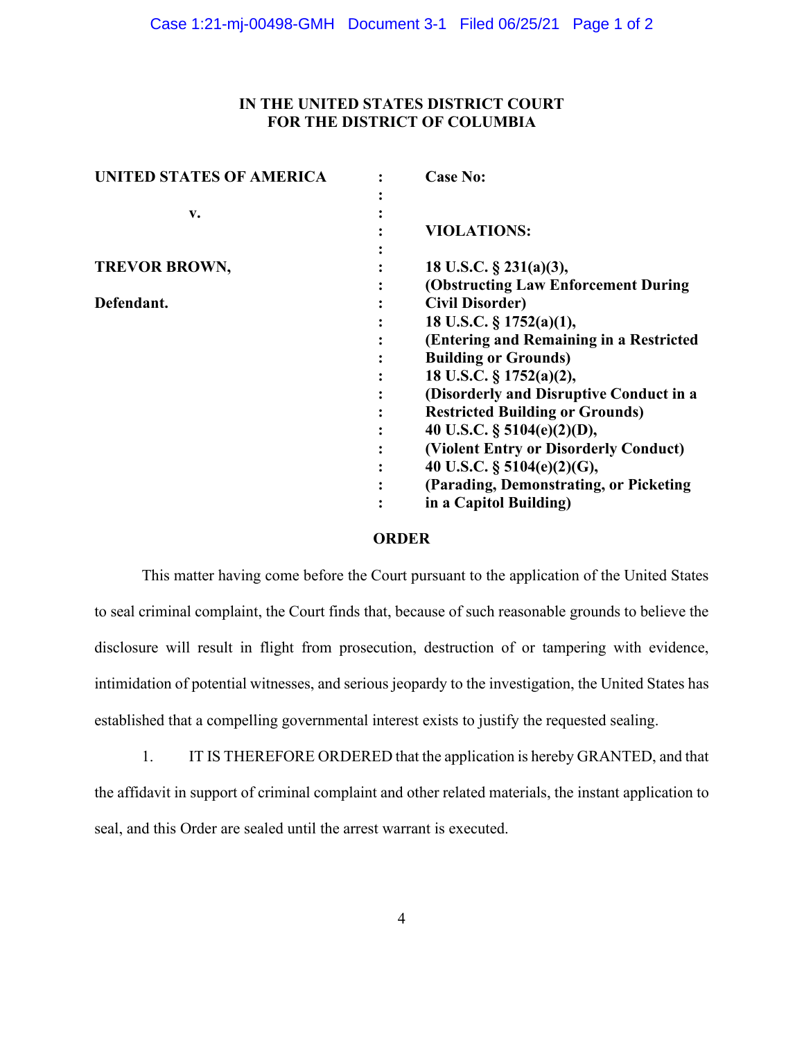**IN THE UNITED STATES DISTRICT COURT**
**FOR THE DISTRICT OF COLUMBIA**

| | | |
|---|---|---|
| **UNITED STATES OF AMERICA** | : | **Case No:** |
| | : | |
| **v.** | : | |
| | : | **VIOLATIONS:** |
| | : | |
| **TREVOR BROWN,** | : | **18 U.S.C. § 231(a)(3),** |
| | : | **(Obstructing Law Enforcement During** |
| **Defendant.** | : | **Civil Disorder)** |
| | : | **18 U.S.C. § 1752(a)(1),** |
| | : | **(Entering and Remaining in a Restricted** |
| | : | **Building or Grounds)** |
| | : | **18 U.S.C. § 1752(a)(2),** |
| | : | **(Disorderly and Disruptive Conduct in a** |
| | : | **Restricted Building or Grounds)** |
| | : | **40 U.S.C. § 5104(e)(2)(D),** |
| | : | **(Violent Entry or Disorderly Conduct)** |
| | : | **40 U.S.C. § 5104(e)(2)(G),** |
| | : | **(Parading, Demonstrating, or Picketing** |
| | : | **in a Capitol Building)** |

**ORDER**

This matter having come before the Court pursuant to the application of the United States to seal criminal complaint, the Court finds that, because of such reasonable grounds to believe the disclosure will result in flight from prosecution, destruction of or tampering with evidence, intimidation of potential witnesses, and serious jeopardy to the investigation, the United States has established that a compelling governmental interest exists to justify the requested sealing.

1. IT IS THEREFORE ORDERED that the application is hereby GRANTED, and that the affidavit in support of criminal complaint and other related materials, the instant application to seal, and this Order are sealed until the arrest warrant is executed.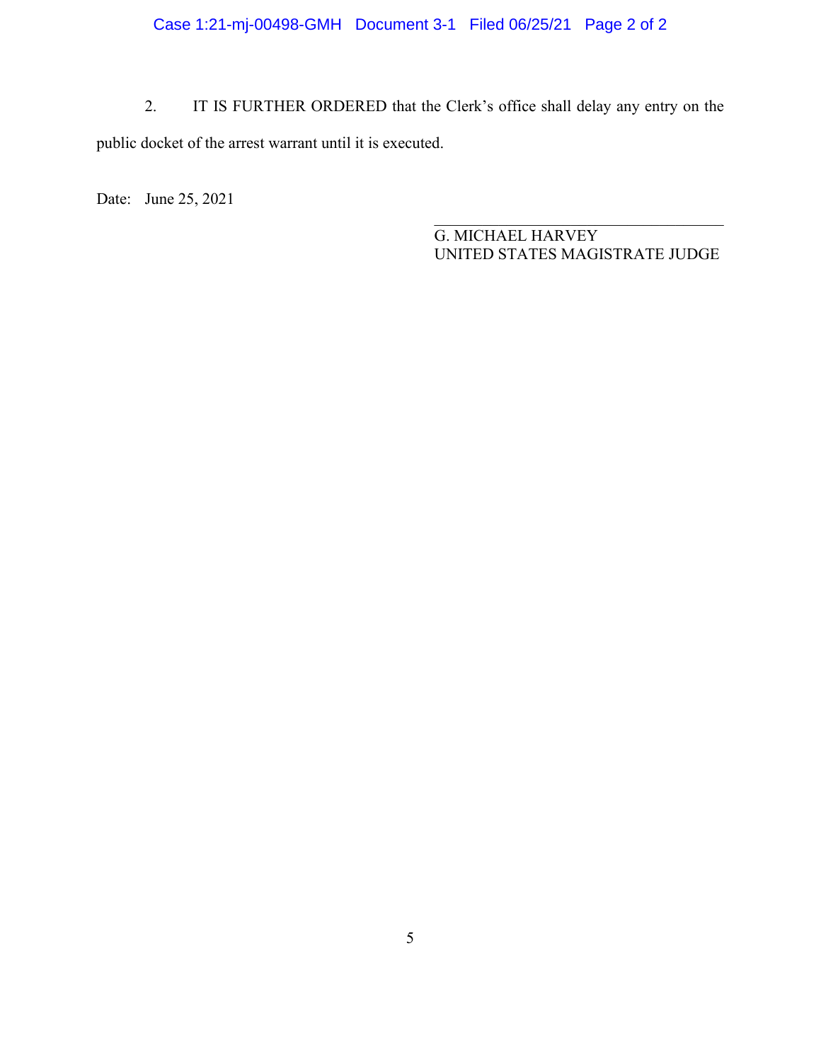2. IT IS FURTHER ORDERED that the Clerk's office shall delay any entry on the public docket of the arrest warrant until it is executed.

Date: June 25, 2021

\_\_\_\_\_\_\_\_\_\_\_\_\_\_\_\_\_\_\_\_\_\_\_\_\_\_\_\_\_\_\_\_\_\_

G. MICHAEL HARVEY
UNITED STATES MAGISTRATE JUDGE